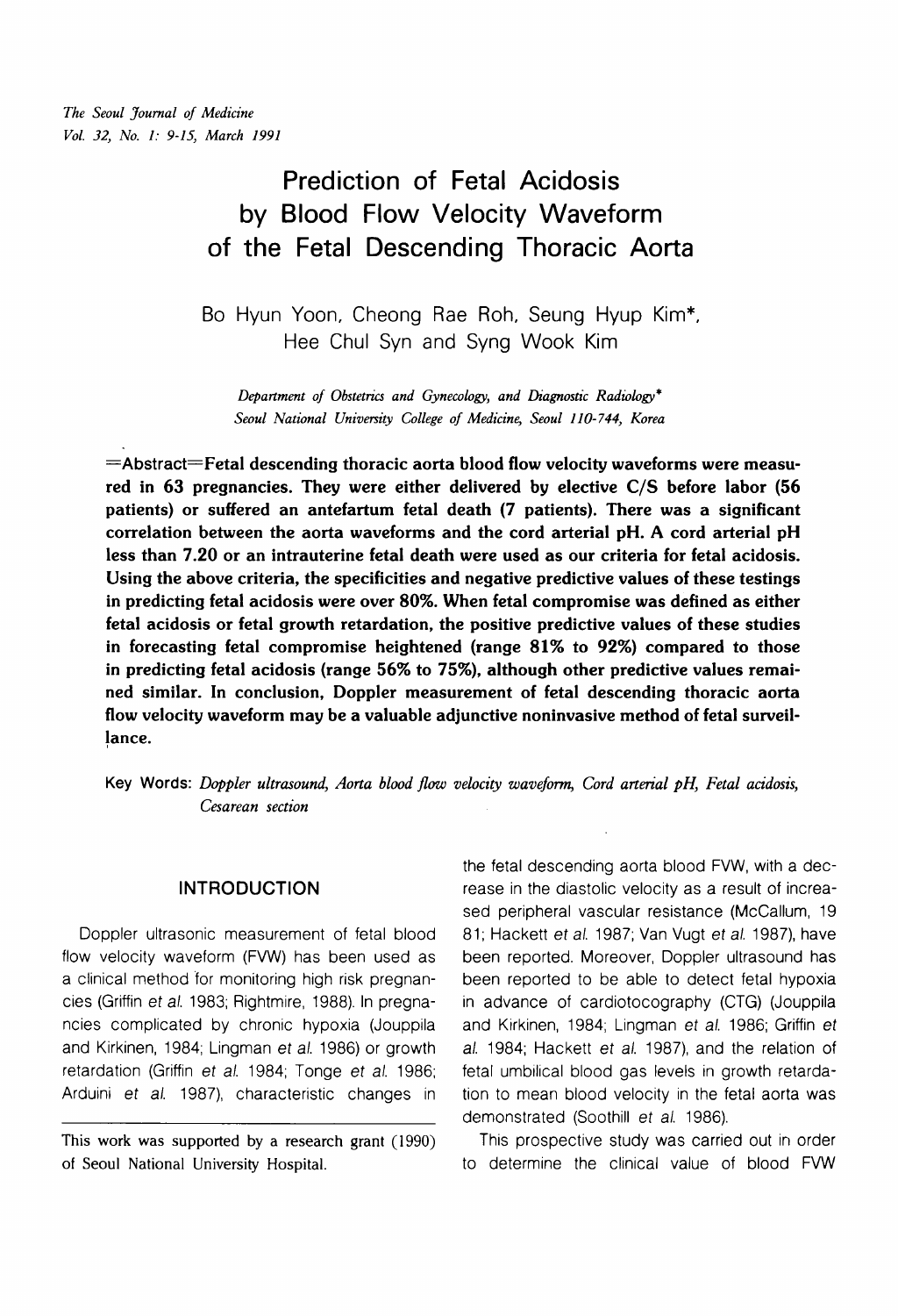# Prediction of Fetal Acidosis by Blood Flow Velocity Waveform of the Fetal Descending Thoracic Aorta

Bo Hyun Yoon, Cheong Rae Roh, Seung Hyup Kim*, Hee Chul Syn and Syng Wook Kim

*Department of Obstetrics and Gynecology, and Diagnostic Radiology\**
*Seoul National University College of Medicine, Seoul 110-744, Korea*

**=Abstract=Fetal descending thoracic aorta blood flow velocity waveforms were measured in 63 pregnancies. They were either delivered by elective C/S before labor (56 patients) or suffered an antefartum fetal death (7 patients). There was a significant correlation between the aorta waveforms and the cord arterial pH. A cord arterial pH less than 7.20 or an intrauterine fetal death were used as our criteria for fetal acidosis. Using the above criteria, the specificities and negative predictive values of these testings in predicting fetal acidosis were over 80%. When fetal compromise was defined as either fetal acidosis or fetal growth retardation, the positive predictive values of these studies in forecasting fetal compromise heightened (range 81% to 92%) compared to those in predicting fetal acidosis (range 56% to 75%), although other predictive values remained similar. In conclusion, Doppler measurement of fetal descending thoracic aorta flow velocity waveform may be a valuable adjunctive noninvasive method of fetal surveillance.**

Key Words: *Doppler ultrasound, Aorta blood flow velocity waveform, Cord arterial pH, Fetal acidosis, Cesarean section*

## INTRODUCTION

Doppler ultrasonic measurement of fetal blood flow velocity waveform (FVW) has been used as a clinical method for monitoring high risk pregnancies (Griffin *et al.* 1983; Rightmire, 1988). In pregnancies complicated by chronic hypoxia (Jouppila and Kirkinen, 1984; Lingman *et al.* 1986) or growth retardation (Griffin *et al.* 1984; Tonge *et al.* 1986; Arduini *et al.* 1987), characteristic changes in the fetal descending aorta blood FVW, with a decrease in the diastolic velocity as a result of increased peripheral vascular resistance (McCallum, 1981; Hackett *et al.* 1987; Van Vugt *et al.* 1987), have been reported. Moreover, Doppler ultrasound has been reported to be able to detect fetal hypoxia in advance of cardiotocography (CTG) (Jouppila and Kirkinen, 1984; Lingman *et al.* 1986; Griffin *et al.* 1984; Hackett *et al.* 1987), and the relation of fetal umbilical blood gas levels in growth retardation to mean blood velocity in the fetal aorta was demonstrated (Soothill *et al.* 1986).

This prospective study was carried out in order to determine the clinical value of blood FVW

This work was supported by a research grant (1990) of Seoul National University Hospital.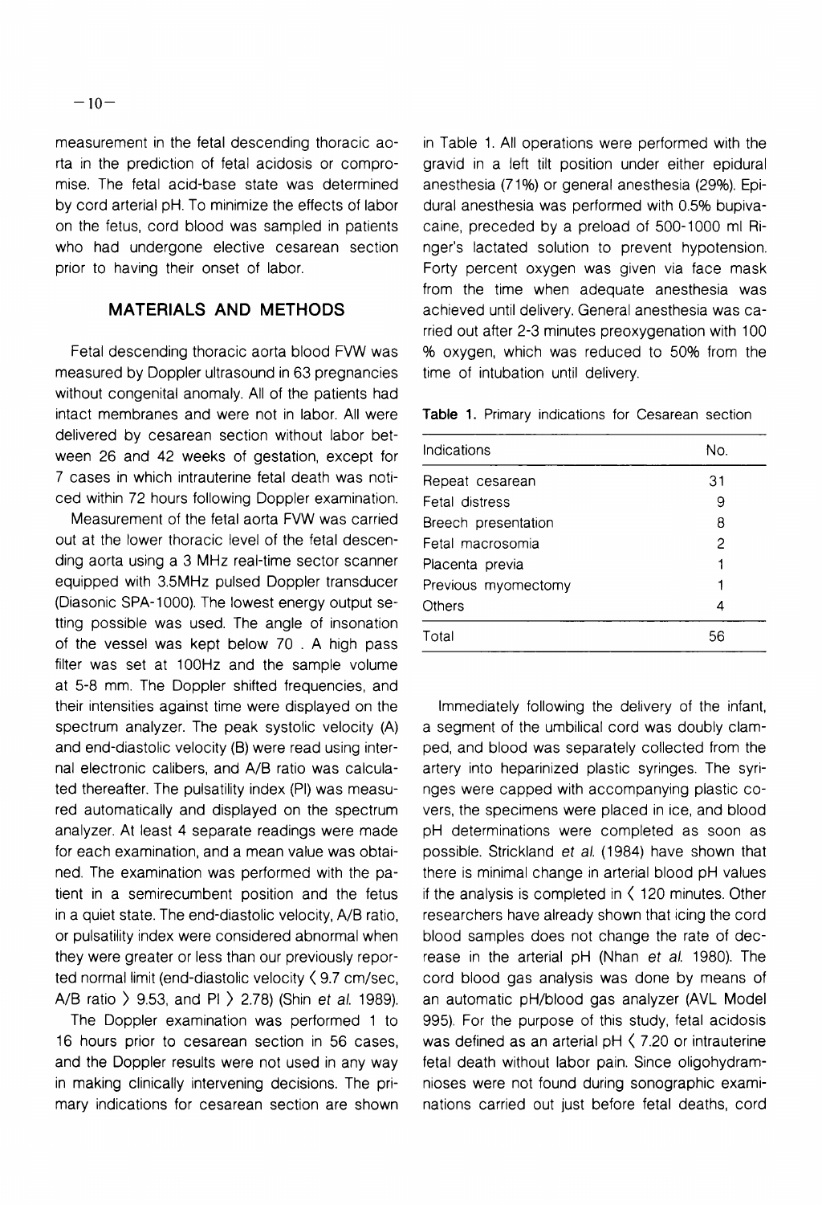measurement in the fetal descending thoracic aorta in the prediction of fetal acidosis or compromise. The fetal acid-base state was determined by cord arterial pH. To minimize the effects of labor on the fetus, cord blood was sampled in patients who had undergone elective cesarean section prior to having their onset of labor.

## MATERIALS AND METHODS

Fetal descending thoracic aorta blood FVW was measured by Doppler ultrasound in 63 pregnancies without congenital anomaly. All of the patients had intact membranes and were not in labor. All were delivered by cesarean section without labor between 26 and 42 weeks of gestation, except for 7 cases in which intrauterine fetal death was noticed within 72 hours following Doppler examination.

Measurement of the fetal aorta FVW was carried out at the lower thoracic level of the fetal descending aorta using a 3 MHz real-time sector scanner equipped with 3.5MHz pulsed Doppler transducer (Diasonic SPA-1000). The lowest energy output setting possible was used. The angle of insonation of the vessel was kept below 70 . A high pass filter was set at 100Hz and the sample volume at 5-8 mm. The Doppler shifted frequencies, and their intensities against time were displayed on the spectrum analyzer. The peak systolic velocity (A) and end-diastolic velocity (B) were read using internal electronic calibers, and A/B ratio was calculated thereafter. The pulsatility index (PI) was measured automatically and displayed on the spectrum analyzer. At least 4 separate readings were made for each examination, and a mean value was obtained. The examination was performed with the patient in a semirecumbent position and the fetus in a quiet state. The end-diastolic velocity, A/B ratio, or pulsatility index were considered abnormal when they were greater or less than our previously reported normal limit (end-diastolic velocity $< 9.7$ cm/sec, A/B ratio $> 9.53$, and PI $> 2.78$) (Shin *et al.* 1989).

The Doppler examination was performed 1 to 16 hours prior to cesarean section in 56 cases, and the Doppler results were not used in any way in making clinically intervening decisions. The primary indications for cesarean section are shown in Table 1. All operations were performed with the gravid in a left tilt position under either epidural anesthesia (71%) or general anesthesia (29%). Epidural anesthesia was performed with 0.5% bupivacaine, preceded by a preload of 500-1000 ml Ringer's lactated solution to prevent hypotension. Forty percent oxygen was given via face mask from the time when adequate anesthesia was achieved until delivery. General anesthesia was carried out after 2-3 minutes preoxygenation with 100 % oxygen, which was reduced to 50% from the time of intubation until delivery.

**Table 1.** Primary indications for Cesarean section

| Indications | No. |
|---|---|
| Repeat cesarean | 31 |
| Fetal distress | 9 |
| Breech presentation | 8 |
| Fetal macrosomia | 2 |
| Placenta previa | 1 |
| Previous myomectomy | 1 |
| Others | 4 |
| Total | 56 |

Immediately following the delivery of the infant, a segment of the umbilical cord was doubly clamped, and blood was separately collected from the artery into heparinized plastic syringes. The syringes were capped with accompanying plastic covers, the specimens were placed in ice, and blood pH determinations were completed as soon as possible. Strickland *et al.* (1984) have shown that there is minimal change in arterial blood pH values if the analysis is completed in $< 120$ minutes. Other researchers have already shown that icing the cord blood samples does not change the rate of decrease in the arterial pH (Nhan *et al.* 1980). The cord blood gas analysis was done by means of an automatic pH/blood gas analyzer (AVL Model 995). For the purpose of this study, fetal acidosis was defined as an arterial pH $< 7.20$ or intrauterine fetal death without labor pain. Since oligohydramnioses were not found during sonographic examinations carried out just before fetal deaths, cord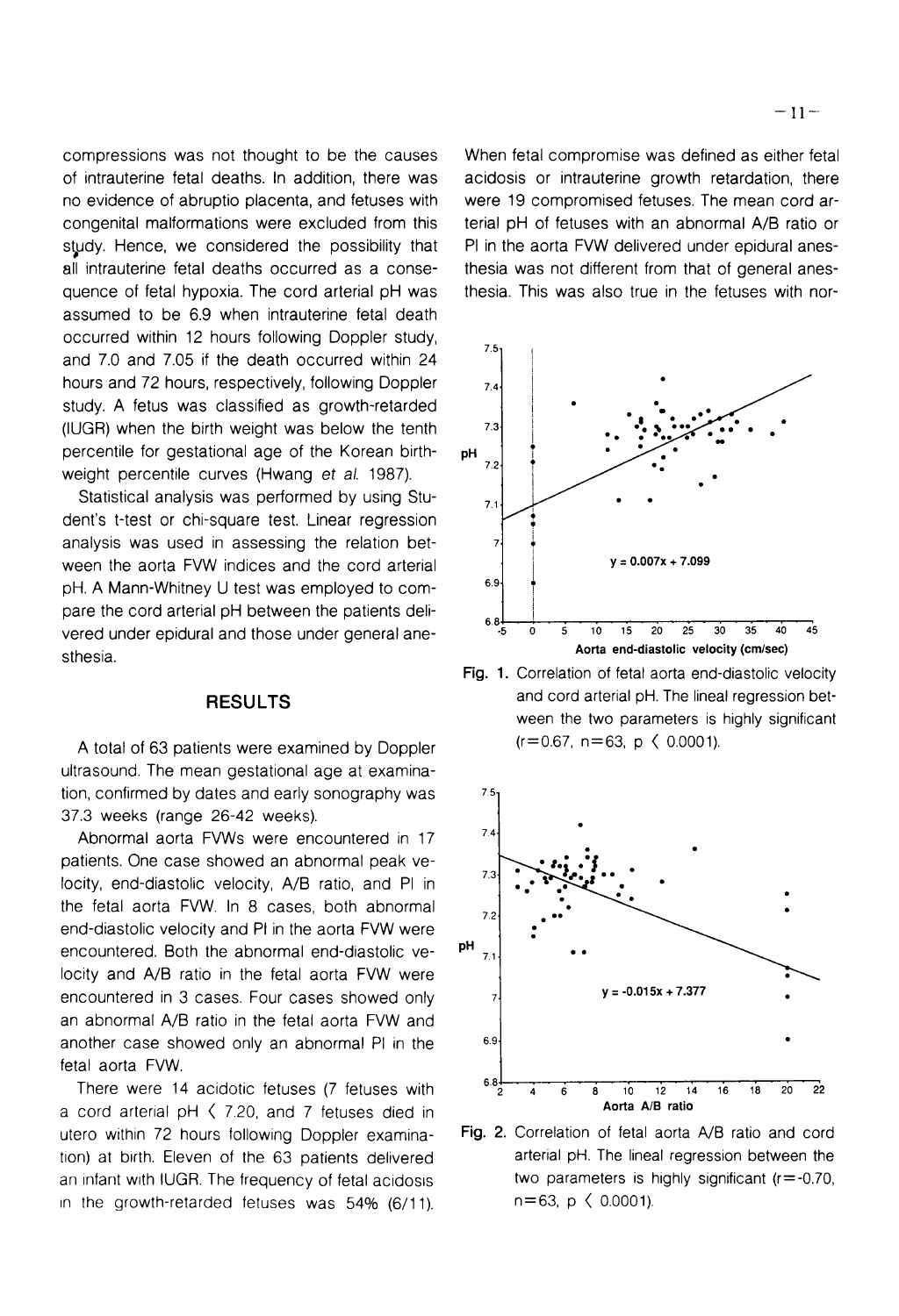compressions was not thought to be the causes of intrauterine fetal deaths. In addition, there was no evidence of abruptio placenta, and fetuses with congenital malformations were excluded from this study. Hence, we considered the possibility that all intrauterine fetal deaths occurred as a consequence of fetal hypoxia. The cord arterial pH was assumed to be 6.9 when intrauterine fetal death occurred within 12 hours following Doppler study, and 7.0 and 7.05 if the death occurred within 24 hours and 72 hours, respectively, following Doppler study. A fetus was classified as growth-retarded (IUGR) when the birth weight was below the tenth percentile for gestational age of the Korean birthweight percentile curves (Hwang *et al.* 1987).

Statistical analysis was performed by using Student's t-test or chi-square test. Linear regression analysis was used in assessing the relation between the aorta FVW indices and the cord arterial pH. A Mann-Whitney U test was employed to compare the cord arterial pH between the patients delivered under epidural and those under general anesthesia.

## RESULTS

A total of 63 patients were examined by Doppler ultrasound. The mean gestational age at examination, confirmed by dates and early sonography was 37.3 weeks (range 26-42 weeks).

Abnormal aorta FVWs were encountered in 17 patients. One case showed an abnormal peak velocity, end-diastolic velocity, A/B ratio, and PI in the fetal aorta FVW. In 8 cases, both abnormal end-diastolic velocity and PI in the aorta FVW were encountered. Both the abnormal end-diastolic velocity and A/B ratio in the fetal aorta FVW were encountered in 3 cases. Four cases showed only an abnormal A/B ratio in the fetal aorta FVW and another case showed only an abnormal PI in the fetal aorta FVW.

There were 14 acidotic fetuses (7 fetuses with a cord arterial pH $<$ 7.20, and 7 fetuses died in utero within 72 hours following Doppler examination) at birth. Eleven of the 63 patients delivered an infant with IUGR. The frequency of fetal acidosis in the growth-retarded fetuses was 54% (6/11). When fetal compromise was defined as either fetal acidosis or intrauterine growth retardation, there were 19 compromised fetuses. The mean cord arterial pH of fetuses with an abnormal A/B ratio or PI in the aorta FVW delivered under epidural anesthesia was not different from that of general anesthesia. This was also true in the fetuses with nor-

Fig. 1. Correlation of fetal aorta end-diastolic velocity and cord arterial pH. The lineal regression between the two parameters is highly significant ($r=0.67$, $n=63$, $p < 0.0001$).

Fig. 2. Correlation of fetal aorta A/B ratio and cord arterial pH. The lineal regression between the two parameters is highly significant ($r=-0.70$, $n=63$, $p < 0.0001$).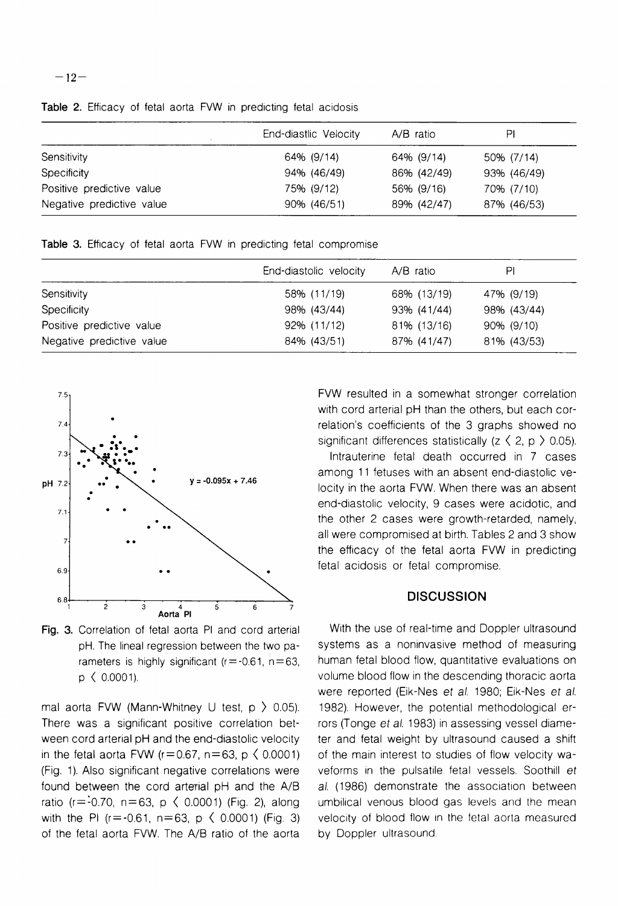**Table 2.** Efficacy of fetal aorta FVW in predicting fetal acidosis

| | End-diastlic Velocity | A/B ratio | PI |
|---|---|---|---|
| Sensitivity | 64% (9/14) | 64% (9/14) | 50% (7/14) |
| Specificity | 94% (46/49) | 86% (42/49) | 93% (46/49) |
| Positive predictive value | 75% (9/12) | 56% (9/16) | 70% (7/10) |
| Negative predictive value | 90% (46/51) | 89% (42/47) | 87% (46/53) |

**Table 3.** Efficacy of fetal aorta FVW in predicting fetal compromise

| | End-diastolic velocity | A/B ratio | PI |
|---|---|---|---|
| Sensitivity | 58% (11/19) | 68% (13/19) | 47% (9/19) |
| Specificity | 98% (43/44) | 93% (41/44) | 98% (43/44) |
| Positive predictive value | 92% (11/12) | 81% (13/16) | 90% (9/10) |
| Negative predictive value | 84% (43/51) | 87% (41/47) | 81% (43/53) |

**Fig. 3.** Correlation of fetal aorta PI and cord arterial pH. The lineal regression between the two parameters is highly significant ($r = -0.61$, $n = 63$, $p < 0.0001$).

mal aorta FVW (Mann-Whitney U test, $p > 0.05$). There was a significant positive correlation between cord arterial pH and the end-diastolic velocity in the fetal aorta FVW ($r = 0.67$, $n = 63$, $p < 0.0001$) (Fig. 1). Also significant negative correlations were found between the cord arterial pH and the A/B ratio ($r = -0.70$, $n = 63$, $p < 0.0001$) (Fig. 2), along with the PI ($r = -0.61$, $n = 63$, $p < 0.0001$) (Fig. 3) of the fetal aorta FVW. The A/B ratio of the aorta FVW resulted in a somewhat stronger correlation with cord arterial pH than the others, but each correlation's coefficients of the 3 graphs showed no significant differences statistically ($z < 2$, $p > 0.05$).

Intrauterine fetal death occurred in 7 cases among 11 fetuses with an absent end-diastolic velocity in the aorta FVW. When there was an absent end-diastolic velocity, 9 cases were acidotic, and the other 2 cases were growth-retarded, namely, all were compromised at birth. Tables 2 and 3 show the efficacy of the fetal aorta FVW in predicting fetal acidosis or fetal compromise.

## DISCUSSION

With the use of real-time and Doppler ultrasound systems as a noninvasive method of measuring human fetal blood flow, quantitative evaluations on volume blood flow in the descending thoracic aorta were reported (Eik-Nes *et al.* 1980; Eik-Nes *et al.* 1982). However, the potential methodological errors (Tonge *et al.* 1983) in assessing vessel diameter and fetal weight by ultrasound caused a shift of the main interest to studies of flow velocity waveforms in the pulsatile fetal vessels. Soothill *et al.* (1986) demonstrate the association between umbilical venous blood gas levels and the mean velocity of blood flow in the fetal aorta measured by Doppler ultrasound.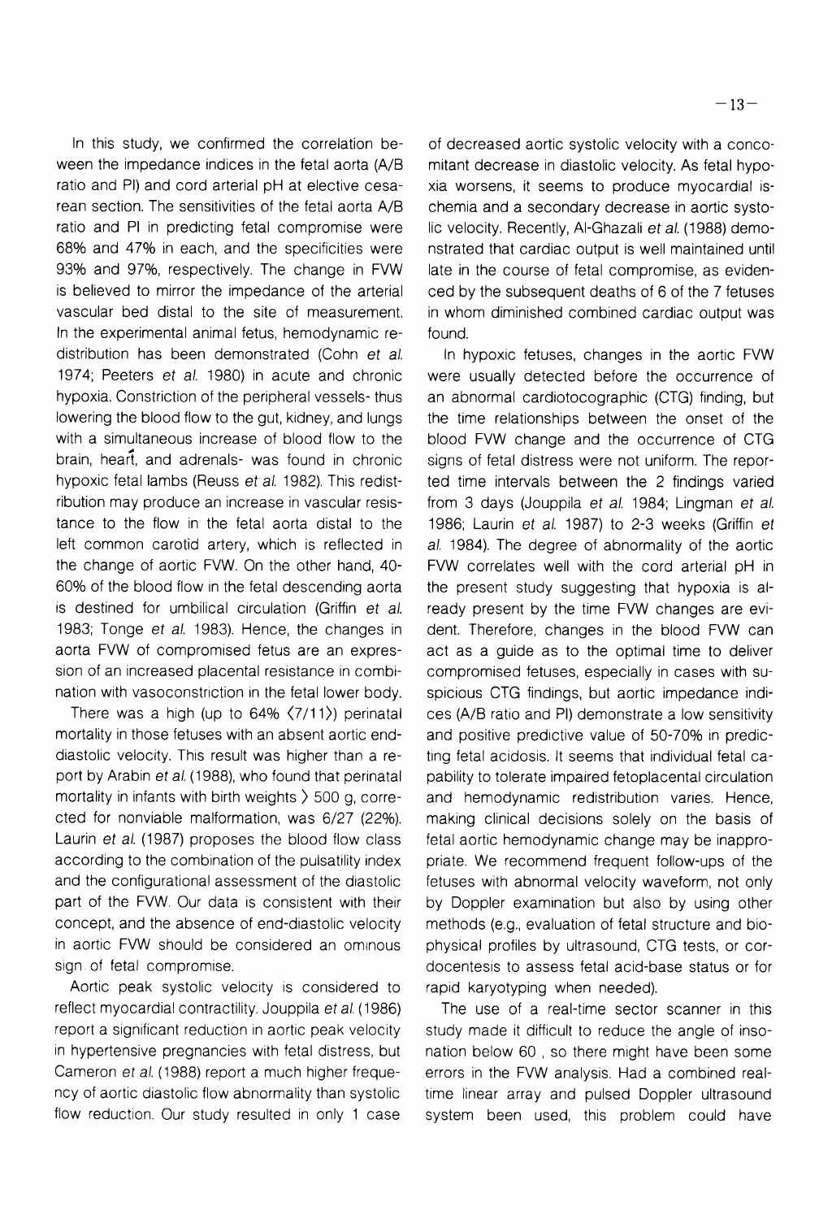In this study, we confirmed the correlation between the impedance indices in the fetal aorta (A/B ratio and PI) and cord arterial pH at elective cesarean section. The sensitivities of the fetal aorta A/B ratio and PI in predicting fetal compromise were 68% and 47% in each, and the specificities were 93% and 97%, respectively. The change in FVW is believed to mirror the impedance of the arterial vascular bed distal to the site of measurement. In the experimental animal fetus, hemodynamic redistribution has been demonstrated (Cohn *et al.* 1974; Peeters *et al.* 1980) in acute and chronic hypoxia. Constriction of the peripheral vessels- thus lowering the blood flow to the gut, kidney, and lungs with a simultaneous increase of blood flow to the brain, heart, and adrenals- was found in chronic hypoxic fetal lambs (Reuss *et al.* 1982). This redistribution may produce an increase in vascular resistance to the flow in the fetal aorta distal to the left common carotid artery, which is reflected in the change of aortic FVW. On the other hand, 40-60% of the blood flow in the fetal descending aorta is destined for umbilical circulation (Griffin *et al.* 1983; Tonge *et al.* 1983). Hence, the changes in aorta FVW of compromised fetus are an expression of an increased placental resistance in combination with vasoconstriction in the fetal lower body.

There was a high (up to 64% ⟨7/11⟩) perinatal mortality in those fetuses with an absent aortic end-diastolic velocity. This result was higher than a report by Arabin *et al.* (1988), who found that perinatal mortality in infants with birth weights > 500 g, corrected for nonviable malformation, was 6/27 (22%). Laurin *et al.* (1987) proposes the blood flow class according to the combination of the pulsatility index and the configurational assessment of the diastolic part of the FVW. Our data is consistent with their concept, and the absence of end-diastolic velocity in aortic FVW should be considered an ominous sign of fetal compromise.

Aortic peak systolic velocity is considered to reflect myocardial contractility. Jouppila *et al.* (1986) report a significant reduction in aortic peak velocity in hypertensive pregnancies with fetal distress, but Cameron *et al.* (1988) report a much higher frequency of aortic diastolic flow abnormality than systolic flow reduction. Our study resulted in only 1 case of decreased aortic systolic velocity with a concomitant decrease in diastolic velocity. As fetal hypoxia worsens, it seems to produce myocardial ischemia and a secondary decrease in aortic systolic velocity. Recently, Al-Ghazali *et al.* (1988) demonstrated that cardiac output is well maintained until late in the course of fetal compromise, as evidenced by the subsequent deaths of 6 of the 7 fetuses in whom diminished combined cardiac output was found.

In hypoxic fetuses, changes in the aortic FVW were usually detected before the occurrence of an abnormal cardiotocographic (CTG) finding, but the time relationships between the onset of the blood FVW change and the occurrence of CTG signs of fetal distress were not uniform. The reported time intervals between the 2 findings varied from 3 days (Jouppila *et al.* 1984; Lingman *et al.* 1986; Laurin *et al.* 1987) to 2-3 weeks (Griffin *et al.* 1984). The degree of abnormality of the aortic FVW correlates well with the cord arterial pH in the present study suggesting that hypoxia is already present by the time FVW changes are evident. Therefore, changes in the blood FVW can act as a guide as to the optimal time to deliver compromised fetuses, especially in cases with suspicious CTG findings, but aortic impedance indices (A/B ratio and PI) demonstrate a low sensitivity and positive predictive value of 50-70% in predicting fetal acidosis. It seems that individual fetal capability to tolerate impaired fetoplacental circulation and hemodynamic redistribution varies. Hence, making clinical decisions solely on the basis of fetal aortic hemodynamic change may be inappropriate. We recommend frequent follow-ups of the fetuses with abnormal velocity waveform, not only by Doppler examination but also by using other methods (e.g., evaluation of fetal structure and biophysical profiles by ultrasound, CTG tests, or cordocentesis to assess fetal acid-base status or for rapid karyotyping when needed).

The use of a real-time sector scanner in this study made it difficult to reduce the angle of insonation below 60°, so there might have been some errors in the FVW analysis. Had a combined real-time linear array and pulsed Doppler ultrasound system been used, this problem could have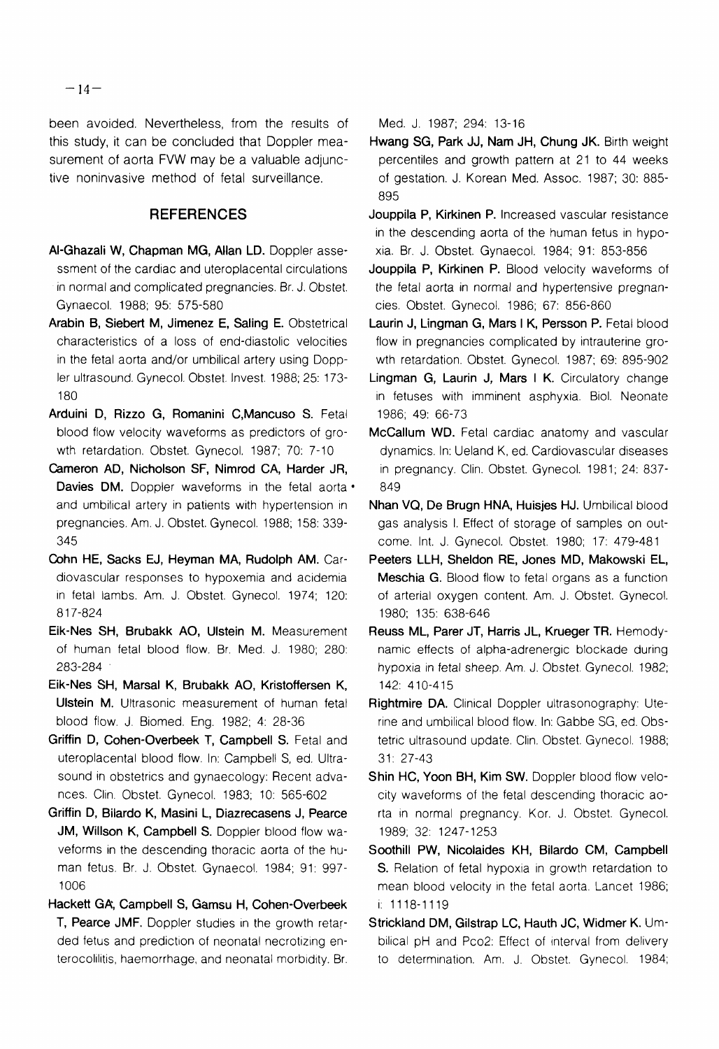been avoided. Nevertheless, from the results of this study, it can be concluded that Doppler measurement of aorta FVW may be a valuable adjunctive noninvasive method of fetal surveillance.

## REFERENCES

**Al-Ghazali W, Chapman MG, Allan LD.** Doppler assessment of the cardiac and uteroplacental circulations in normal and complicated pregnancies. Br. J. Obstet. Gynaecol. 1988; 95: 575-580

**Arabin B, Siebert M, Jimenez E, Saling E.** Obstetrical characteristics of a loss of end-diastolic velocities in the fetal aorta and/or umbilical artery using Doppler ultrasound. Gynecol. Obstet. Invest. 1988; 25: 173-180

**Arduini D, Rizzo G, Romanini C,Mancuso S.** Fetal blood flow velocity waveforms as predictors of growth retardation. Obstet. Gynecol. 1987; 70: 7-10

**Cameron AD, Nicholson SF, Nimrod CA, Harder JR, Davies DM.** Doppler waveforms in the fetal aorta and umbilical artery in patients with hypertension in pregnancies. Am. J. Obstet. Gynecol. 1988; 158: 339-345

**Cohn HE, Sacks EJ, Heyman MA, Rudolph AM.** Cardiovascular responses to hypoxemia and acidemia in fetal lambs. Am. J. Obstet. Gynecol. 1974; 120: 817-824

**Eik-Nes SH, Brubakk AO, Ulstein M.** Measurement of human fetal blood flow. Br. Med. J. 1980; 280: 283-284

**Eik-Nes SH, Marsal K, Brubakk AO, Kristoffersen K, Ulstein M.** Ultrasonic measurement of human fetal blood flow. J. Biomed. Eng. 1982; 4: 28-36

**Griffin D, Cohen-Overbeek T, Campbell S.** Fetal and uteroplacental blood flow. In: Campbell S, ed. Ultrasound in obstetrics and gynaecology: Recent advances. Clin. Obstet. Gynecol. 1983; 10: 565-602

**Griffin D, Bilardo K, Masini L, Diazrecasens J, Pearce JM, Willson K, Campbell S.** Doppler blood flow waveforms in the descending thoracic aorta of the human fetus. Br. J. Obstet. Gynaecol. 1984; 91: 997-1006

**Hackett GA, Campbell S, Gamsu H, Cohen-Overbeek T, Pearce JMF.** Doppler studies in the growth retarded fetus and prediction of neonatal necrotizing enterocolilitis, haemorrhage, and neonatal morbidity. Br. Med. J. 1987; 294: 13-16

**Hwang SG, Park JJ, Nam JH, Chung JK.** Birth weight percentiles and growth pattern at 21 to 44 weeks of gestation. J. Korean Med. Assoc. 1987; 30: 885-895

**Jouppila P, Kirkinen P.** Increased vascular resistance in the descending aorta of the human fetus in hypoxia. Br. J. Obstet. Gynaecol. 1984; 91: 853-856

**Jouppila P, Kirkinen P.** Blood velocity waveforms of the fetal aorta in normal and hypertensive pregnancies. Obstet. Gynecol. 1986; 67: 856-860

**Laurin J, Lingman G, Mars I K, Persson P.** Fetal blood flow in pregnancies complicated by intrauterine growth retardation. Obstet. Gynecol. 1987; 69: 895-902

**Lingman G, Laurin J, Mars I K.** Circulatory change in fetuses with imminent asphyxia. Biol. Neonate 1986; 49: 66-73

**McCallum WD.** Fetal cardiac anatomy and vascular dynamics. In: Ueland K, ed. Cardiovascular diseases in pregnancy. Clin. Obstet. Gynecol. 1981; 24: 837-849

**Nhan VQ, De Brugn HNA, Huisjes HJ.** Umbilical blood gas analysis I. Effect of storage of samples on outcome. Int. J. Gynecol. Obstet. 1980; 17: 479-481

**Peeters LLH, Sheldon RE, Jones MD, Makowski EL, Meschia G.** Blood flow to fetal organs as a function of arterial oxygen content. Am. J. Obstet. Gynecol. 1980; 135: 638-646

**Reuss ML, Parer JT, Harris JL, Krueger TR.** Hemodynamic effects of alpha-adrenergic blockade during hypoxia in fetal sheep. Am. J. Obstet. Gynecol. 1982; 142: 410-415

**Rightmire DA.** Clinical Doppler ultrasonography: Uterine and umbilical blood flow. In: Gabbe SG, ed. Obstetric ultrasound update. Clin. Obstet. Gynecol. 1988; 31: 27-43

**Shin HC, Yoon BH, Kim SW.** Doppler blood flow velocity waveforms of the fetal descending thoracic aorta in normal pregnancy. Kor. J. Obstet. Gynecol. 1989; 32: 1247-1253

**Soothill PW, Nicolaides KH, Bilardo CM, Campbell S.** Relation of fetal hypoxia in growth retardation to mean blood velocity in the fetal aorta. Lancet 1986; i: 1118-1119

**Strickland DM, Gilstrap LC, Hauth JC, Widmer K.** Umbilical pH and Pco2: Effect of interval from delivery to determination. Am. J. Obstet. Gynecol. 1984;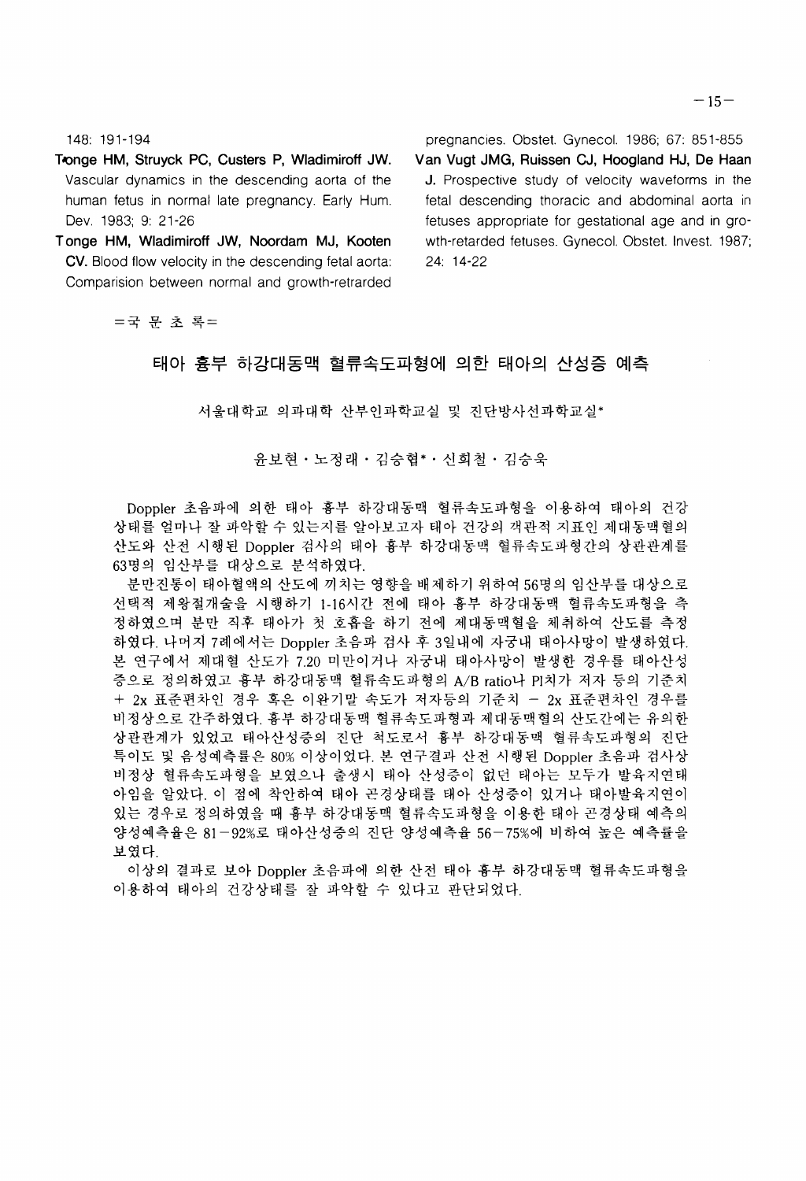148: 191-194

**Tonge HM, Struyck PC, Custers P, Wladimiroff JW.** Vascular dynamics in the descending aorta of the human fetus in normal late pregnancy. Early Hum. Dev. 1983; 9: 21-26

**Tonge HM, Wladimiroff JW, Noordam MJ, Kooten CV.** Blood flow velocity in the descending fetal aorta: Comparision between normal and growth-retarded pregnancies. Obstet. Gynecol. 1986; 67: 851-855

**Van Vugt JMG, Ruissen CJ, Hoogland HJ, De Haan J.** Prospective study of velocity waveforms in the fetal descending thoracic and abdominal aorta in fetuses appropriate for gestational age and in growth-retarded fetuses. Gynecol. Obstet. Invest. 1987; 24: 14-22

=국 문 초 록=

## 태아 흉부 하강대동맥 혈류속도파형에 의한 태아의 산성증 예측

서울대학교 의과대학 산부인과학교실 및 진단방사선과학교실*

윤보현 · 노정래 · 김승협* · 신희철 · 김승욱

Doppler 초음파에 의한 태아 흉부 하강대동맥 혈류속도파형을 이용하여 태아의 건강상태를 얼마나 잘 파악할 수 있는지를 알아보고자 태아 건강의 객관적 지표인 제대동맥혈의 산도와 산전 시행된 Doppler 검사의 태아 흉부 하강대동맥 혈류속도파형간의 상관관계를 63명의 임산부를 대상으로 분석하였다.

분만진통이 태아혈액의 산도에 끼치는 영향을 배제하기 위하여 56명의 임산부를 대상으로 선택적 제왕절개술을 시행하기 1-16시간 전에 태아 흉부 하강대동맥 혈류속도파형을 측정하였으며 분만 직후 태아가 첫 호흡을 하기 전에 제대동맥혈을 채취하여 산도를 측정하였다. 나머지 7례에서는 Doppler 초음파 검사 후 3일내에 자궁내 태아사망이 발생하였다. 본 연구에서 제대혈 산도가 7.20 미만이거나 자궁내 태아사망이 발생한 경우를 태아산성증으로 정의하였고 흉부 하강대동맥 혈류속도파형의 A/B ratio나 PI치가 저자 등의 기준치 + 2x 표준편차인 경우 혹은 이완기말 속도가 저자등의 기준치 − 2x 표준편차인 경우를 비정상으로 간주하였다. 흉부 하강대동맥 혈류속도파형과 제대동맥혈의 산도간에는 유의한 상관관계가 있었고 태아산성증의 진단 척도로서 흉부 하강대동맥 혈류속도파형의 진단 특이도 및 음성예측률은 80% 이상이었다. 본 연구결과 산전 시행된 Doppler 초음파 검사상 비정상 혈류속도파형을 보였으나 출생시 태아 산성증이 없던 태아는 모두가 발육지연태아임을 알았다. 이 점에 착안하여 태아 곤경상태를 태아 산성증이 있거나 태아발육지연이 있는 경우로 정의하였을 때 흉부 하강대동맥 혈류속도파형을 이용한 태아 곤경상태 예측의 양성예측율은 81−92%로 태아산성증의 진단 양성예측율 56−75%에 비하여 높은 예측률을 보였다.

이상의 결과로 보아 Doppler 초음파에 의한 산전 태아 흉부 하강대동맥 혈류속도파형을 이용하여 태아의 건강상태를 잘 파악할 수 있다고 판단되었다.